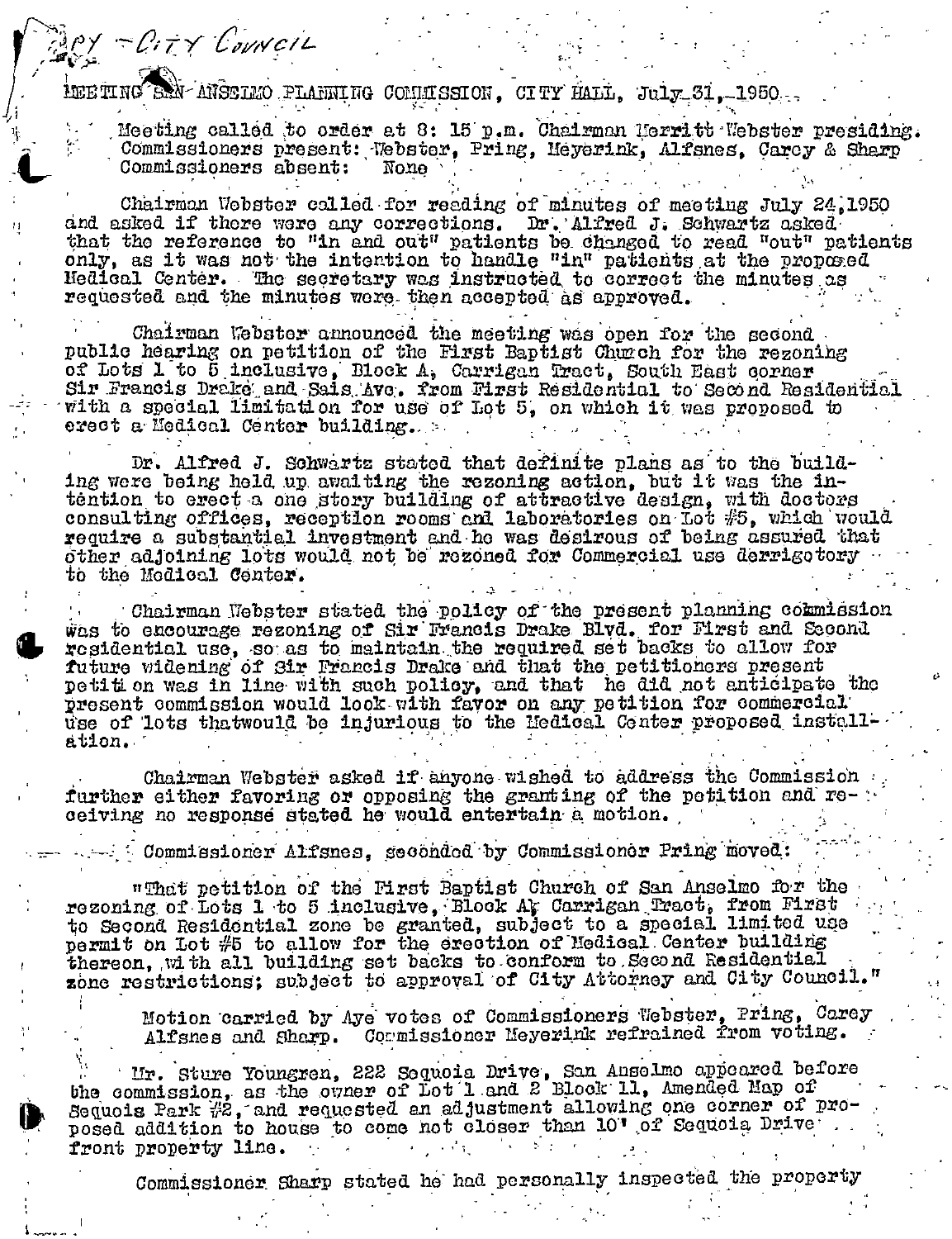Copy – City Council

MEETING SAN ANSELMO PLANNING COMMISSION, CITY HALL, July 31, 1950

Meeting called to order at 8: 15 p.m. Chairman Merritt Webster presiding.
Commissioners present: Webster, Pring, Meyerink, Alfsnes, Carey & Sharp
Commissioners absent: None

Chairman Webster called for reading of minutes of meeting July 24, 1950 and asked if there were any corrections. Dr. Alfred J. Schwartz asked that the reference to "in and out" patients be changed to read "out" patients only, as it was not the intention to handle "in" patients at the proposed Medical Center. The secretary was instructed to correct the minutes as requested and the minutes were then accepted as approved.

Chairman Webster announced the meeting was open for the second public hearing on petition of the First Baptist Church for the rezoning of Lots 1 to 5 inclusive, Block A, Carrigan Tract, South East corner Sir Francis Drake and Sais Ave. from First Residential to Second Residential with a special limitation for use of Lot 5, on which it was proposed to erect a Medical Center building.

Dr. Alfred J. Schwartz stated that definite plans as to the building were being held up awaiting the rezoning action, but it was the intention to erect a one story building of attractive design, with doctors consulting offices, reception rooms and laboratories on Lot #5, which would require a substantial investment and he was desirous of being assured that other adjoining lots would not be rezoned for Commercial use derrigotory to the Medical Center.

Chairman Webster stated the policy of the present planning commission was to encourage rezoning of Sir Francis Drake Blvd. for First and Second residential use, so as to maintain the required set backs to allow for future widening of Sir Francis Drake and that the petitioners present petition was in line with such policy, and that he did not anticipate the present commission would look with favor on any petition for commercial use of lots thatwould be injurious to the Medical Center proposed installation.

Chairman Webster asked if anyone wished to address the Commission further either favoring or opposing the granting of the petition and receiving no response stated he would entertain a motion.

Commissioner Alfsnes, seconded by Commissioner Pring moved:

"That petition of the First Baptist Church of San Anselmo for the rezoning of Lots 1 to 5 inclusive, Block A, Carrigan Tract, from First to Second Residential zone be granted, subject to a special limited use permit on Lot #5 to allow for the erection of Medical Center building thereon, with all building set backs to conform to Second Residential zone restrictions; subject to approval of City Attorney and City Council."

Motion carried by Aye votes of Commissioners Webster, Pring, Carey Alfsnes and Sharp. Commissioner Meyerink refrained from voting.

Mr. Sture Youngren, 222 Sequoia Drive, San Anselmo appeared before the commission, as the owner of Lot 1 and 2 Block 11, Amended Map of Sequoia Park #2, and requested an adjustment allowing one corner of proposed addition to house to come not closer than 10' of Sequoia Drive front property line.

Commissioner Sharp stated he had personally inspected the property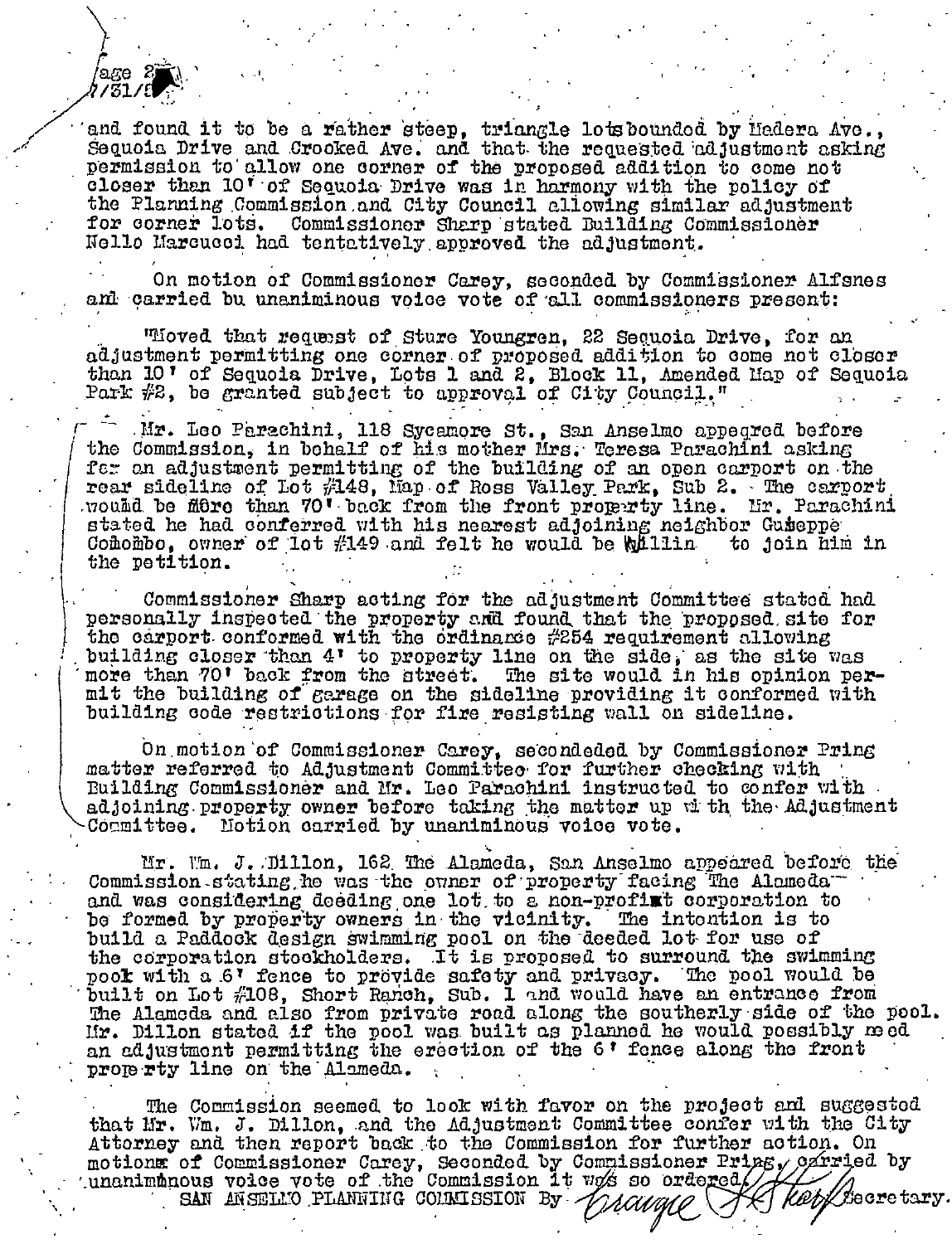and found it to be a rather steep, triangle lots bounded by Madera Ave., Sequoia Drive and Crooked Ave. and that the requested adjustment asking permission to allow one corner of the proposed addition to come not closer than 10' of Sequoia Drive was in harmony with the policy of the Planning Commission and City Council allowing similar adjustment for corner lots. Commissioner Sharp stated Building Commissioner Nello Marcucci had tentatively approved the adjustment.

On motion of Commissioner Carey, seconded by Commissioner Alfsnes and carried bu unaniminous voice vote of all commissioners present:

"Moved that request of Sture Youngren, 22 Sequoia Drive, for an adjustment permitting one corner of proposed addition to come not closer than 10' of Sequoia Drive, Lots 1 and 2, Block 11, Amended Map of Sequoia Park #2, be granted subject to approval of City Council."

Mr. Leo Parachini, 118 Sycamore St., San Anselmo appeqred before the Commission, in behalf of his mother Mrs. Teresa Parachini asking for an adjustment permitting of the building of an open carport on the rear sideline of Lot #148, Map of Ross Valley Park, Sub 2. The carport would be more than 70' back from the front property line. Mr. Parachini stated he had conferred with his nearest adjoining neighbor Guseppe Colombo, owner of lot #149 and felt he would be willin to join him in the petition.

Commissioner Sharp acting for the adjustment Committee stated had personally inspected the property and found that the proposed site for the carport conformed with the ordinance #254 requirement allowing building closer than 4' to property line on the side, as the site was more than 70' back from the street. The site would in his opinion permit the building of garage on the sideline providing it conformed with building code restrictions for fire resisting wall on sideline.

On motion of Commissioner Carey, secondeded by Commissioner Pring matter referred to Adjustment Committee for further checking with Building Commissioner and Mr. Leo Parachini instructed to confer with adjoining property owner before taking the matter up with the Adjustment Committee. Motion carried by unaniminous voice vote.

Mr. Wm. J. Dillon, 162 The Alameda, San Anselmo appeared before the Commission stating he was the owner of property facing The Alameda and was considering deeding one lot to a non-profit corporation to be formed by property owners in the vicinity. The intention is to build a Paddock design swimming pool on the deeded lot for use of the corporation stockholders. It is proposed to surround the swimming pook with a 6' fence to provide safety and privacy. The pool would be built on Lot #108, Short Ranch, Sub. 1 and would have an entrance from The Alameda and also from private road along the southerly side of the pool. Mr. Dillon stated if the pool was built as planned he would possibly need an adjustment permitting the erection of the 6' fence along the front property line on the Alameda.

The Commission seemed to look with favor on the project and suggested that Mr. Wm. J. Dillon, and the Adjustment Committee confer with the City Attorney and then report back to the Commission for further action. On motions of Commissioner Carey, Seconded by Commissioner Pring, carried by unanimhnous voice vote of the Commission it was so ordered.

SAN ANSELMO PLANNING COMMISSION By *[signature]* Secretary.